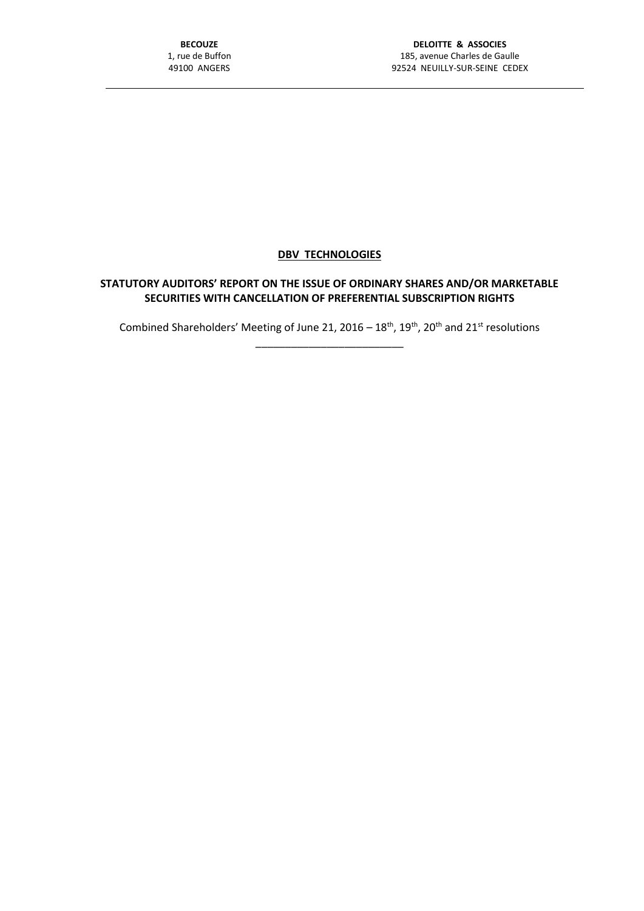**BECOUZE**
1, rue de Buffon
49100 ANGERS

**DELOITTE & ASSOCIES**
185, avenue Charles de Gaulle
92524 NEUILLY-SUR-SEINE CEDEX

---

# DBV TECHNOLOGIES

## STATUTORY AUDITORS' REPORT ON THE ISSUE OF ORDINARY SHARES AND/OR MARKETABLE SECURITIES WITH CANCELLATION OF PREFERENTIAL SUBSCRIPTION RIGHTS

Combined Shareholders' Meeting of June 21, 2016 – 18th, 19th, 20th and 21st resolutions

---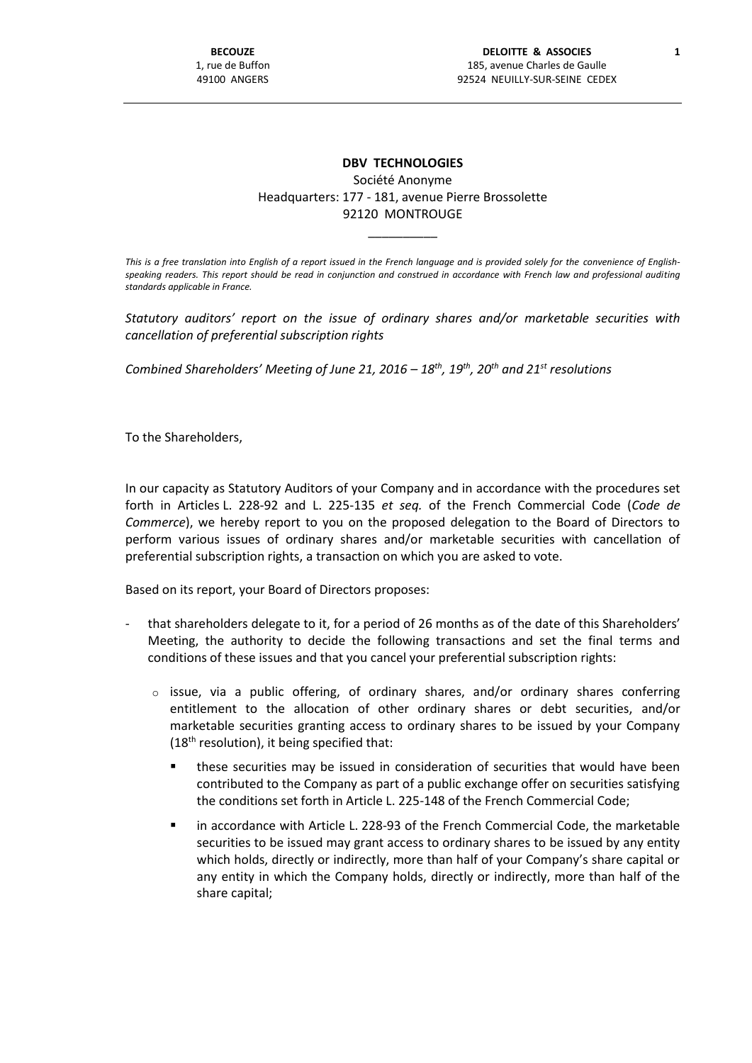**DBV TECHNOLOGIES**

Société Anonyme

Headquarters: 177 - 181, avenue Pierre Brossolette

92120 MONTROUGE

__________

*This is a free translation into English of a report issued in the French language and is provided solely for the convenience of English-speaking readers. This report should be read in conjunction and construed in accordance with French law and professional auditing standards applicable in France.*

*Statutory auditors' report on the issue of ordinary shares and/or marketable securities with cancellation of preferential subscription rights*

*Combined Shareholders' Meeting of June 21, 2016 – 18th, 19th, 20th and 21st resolutions*

To the Shareholders,

In our capacity as Statutory Auditors of your Company and in accordance with the procedures set forth in Articles L. 228-92 and L. 225-135 *et seq.* of the French Commercial Code (*Code de Commerce*), we hereby report to you on the proposed delegation to the Board of Directors to perform various issues of ordinary shares and/or marketable securities with cancellation of preferential subscription rights, a transaction on which you are asked to vote.

Based on its report, your Board of Directors proposes:

- that shareholders delegate to it, for a period of 26 months as of the date of this Shareholders' Meeting, the authority to decide the following transactions and set the final terms and conditions of these issues and that you cancel your preferential subscription rights:
  - issue, via a public offering, of ordinary shares, and/or ordinary shares conferring entitlement to the allocation of other ordinary shares or debt securities, and/or marketable securities granting access to ordinary shares to be issued by your Company (18th resolution), it being specified that:
    - these securities may be issued in consideration of securities that would have been contributed to the Company as part of a public exchange offer on securities satisfying the conditions set forth in Article L. 225-148 of the French Commercial Code;
    - in accordance with Article L. 228-93 of the French Commercial Code, the marketable securities to be issued may grant access to ordinary shares to be issued by any entity which holds, directly or indirectly, more than half of your Company's share capital or any entity in which the Company holds, directly or indirectly, more than half of the share capital;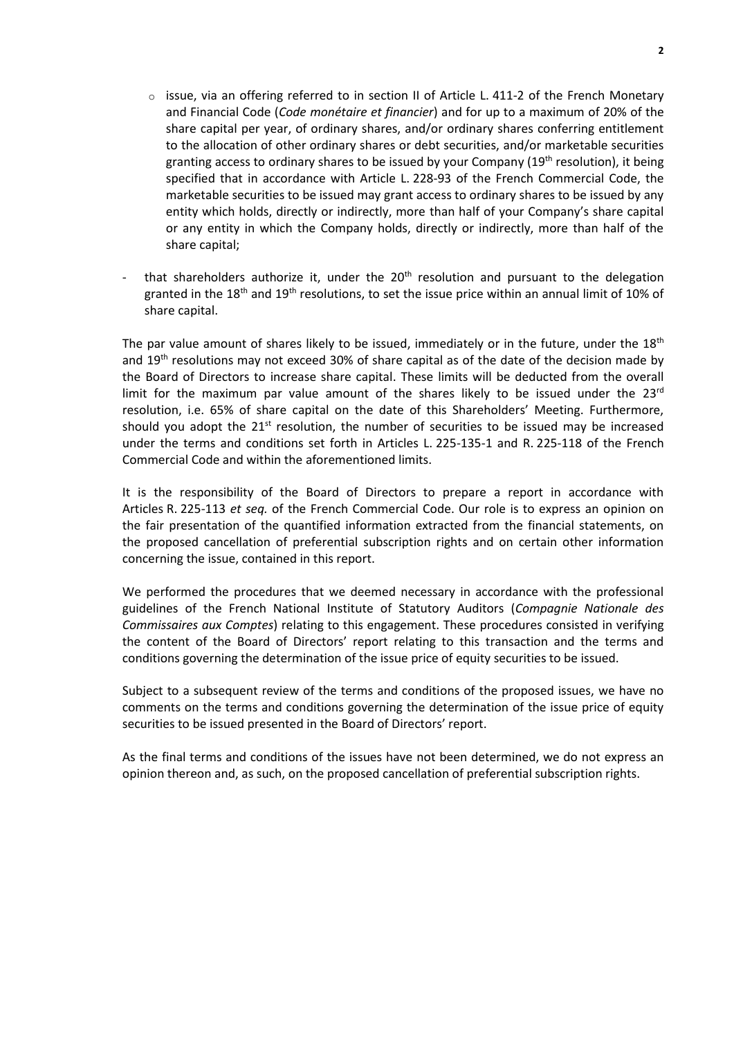- issue, via an offering referred to in section II of Article L. 411-2 of the French Monetary and Financial Code (*Code monétaire et financier*) and for up to a maximum of 20% of the share capital per year, of ordinary shares, and/or ordinary shares conferring entitlement to the allocation of other ordinary shares or debt securities, and/or marketable securities granting access to ordinary shares to be issued by your Company (19th resolution), it being specified that in accordance with Article L. 228-93 of the French Commercial Code, the marketable securities to be issued may grant access to ordinary shares to be issued by any entity which holds, directly or indirectly, more than half of your Company's share capital or any entity in which the Company holds, directly or indirectly, more than half of the share capital;

- that shareholders authorize it, under the 20th resolution and pursuant to the delegation granted in the 18th and 19th resolutions, to set the issue price within an annual limit of 10% of share capital.

The par value amount of shares likely to be issued, immediately or in the future, under the 18th and 19th resolutions may not exceed 30% of share capital as of the date of the decision made by the Board of Directors to increase share capital. These limits will be deducted from the overall limit for the maximum par value amount of the shares likely to be issued under the 23rd resolution, i.e. 65% of share capital on the date of this Shareholders' Meeting. Furthermore, should you adopt the 21st resolution, the number of securities to be issued may be increased under the terms and conditions set forth in Articles L. 225-135-1 and R. 225-118 of the French Commercial Code and within the aforementioned limits.

It is the responsibility of the Board of Directors to prepare a report in accordance with Articles R. 225-113 *et seq.* of the French Commercial Code. Our role is to express an opinion on the fair presentation of the quantified information extracted from the financial statements, on the proposed cancellation of preferential subscription rights and on certain other information concerning the issue, contained in this report.

We performed the procedures that we deemed necessary in accordance with the professional guidelines of the French National Institute of Statutory Auditors (*Compagnie Nationale des Commissaires aux Comptes*) relating to this engagement. These procedures consisted in verifying the content of the Board of Directors' report relating to this transaction and the terms and conditions governing the determination of the issue price of equity securities to be issued.

Subject to a subsequent review of the terms and conditions of the proposed issues, we have no comments on the terms and conditions governing the determination of the issue price of equity securities to be issued presented in the Board of Directors' report.

As the final terms and conditions of the issues have not been determined, we do not express an opinion thereon and, as such, on the proposed cancellation of preferential subscription rights.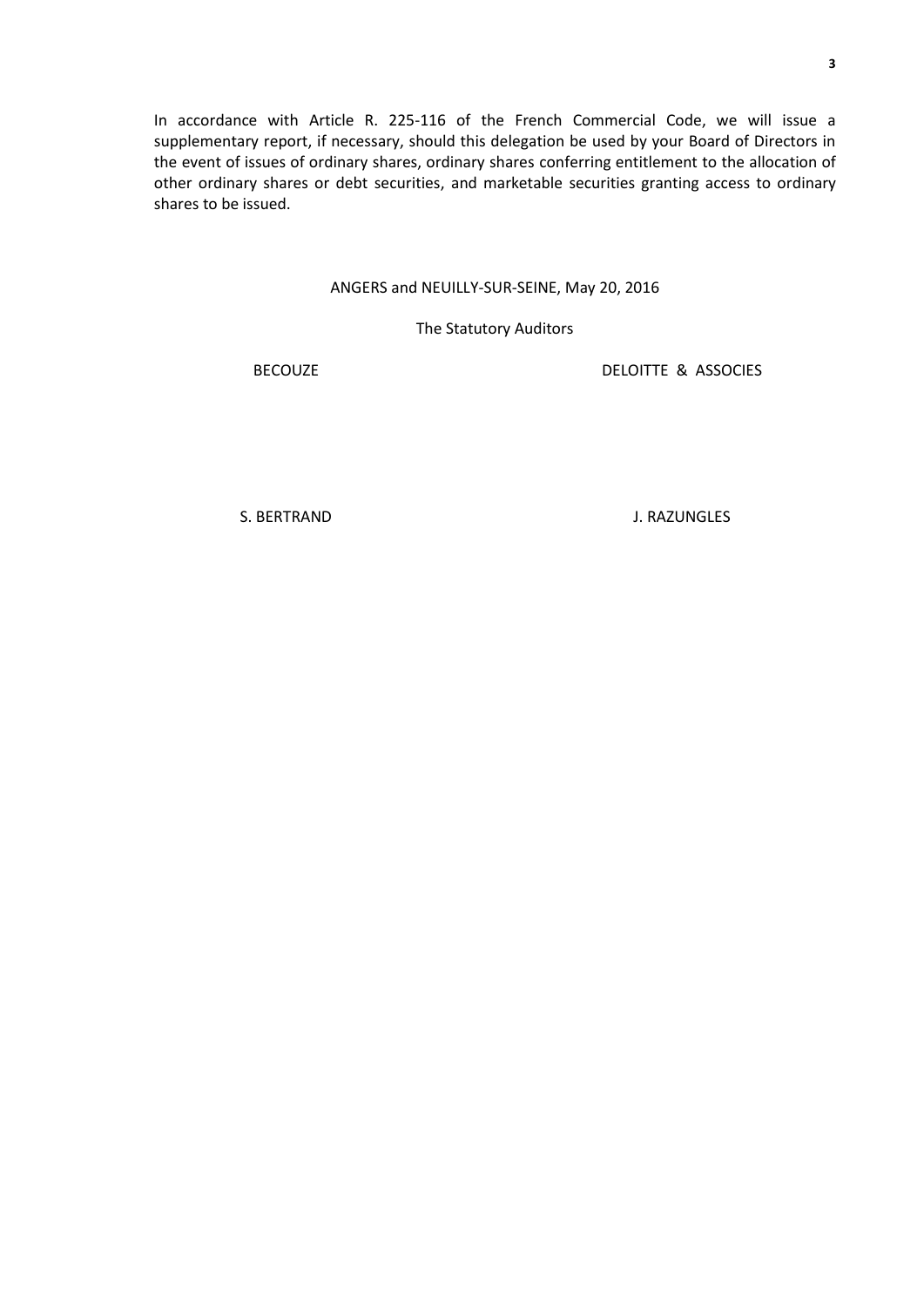In accordance with Article R. 225-116 of the French Commercial Code, we will issue a supplementary report, if necessary, should this delegation be used by your Board of Directors in the event of issues of ordinary shares, ordinary shares conferring entitlement to the allocation of other ordinary shares or debt securities, and marketable securities granting access to ordinary shares to be issued.

ANGERS and NEUILLY-SUR-SEINE, May 20, 2016

The Statutory Auditors

| | |
|---|---|
| BECOUZE | DELOITTE & ASSOCIES |
| S. BERTRAND | J. RAZUNGLES |